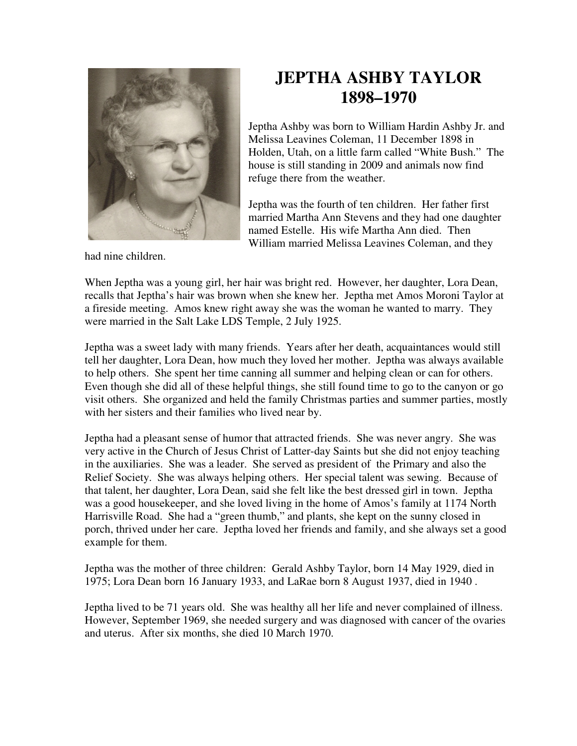# JEPTHA ASHBY TAYLOR 1898–1970

Jeptha Ashby was born to William Hardin Ashby Jr. and Melissa Leavines Coleman, 11 December 1898 in Holden, Utah, on a little farm called "White Bush." The house is still standing in 2009 and animals now find refuge there from the weather.

Jeptha was the fourth of ten children. Her father first married Martha Ann Stevens and they had one daughter named Estelle. His wife Martha Ann died. Then William married Melissa Leavines Coleman, and they had nine children.

When Jeptha was a young girl, her hair was bright red. However, her daughter, Lora Dean, recalls that Jeptha's hair was brown when she knew her. Jeptha met Amos Moroni Taylor at a fireside meeting. Amos knew right away she was the woman he wanted to marry. They were married in the Salt Lake LDS Temple, 2 July 1925.

Jeptha was a sweet lady with many friends. Years after her death, acquaintances would still tell her daughter, Lora Dean, how much they loved her mother. Jeptha was always available to help others. She spent her time canning all summer and helping clean or can for others. Even though she did all of these helpful things, she still found time to go to the canyon or go visit others. She organized and held the family Christmas parties and summer parties, mostly with her sisters and their families who lived near by.

Jeptha had a pleasant sense of humor that attracted friends. She was never angry. She was very active in the Church of Jesus Christ of Latter-day Saints but she did not enjoy teaching in the auxiliaries. She was a leader. She served as president of the Primary and also the Relief Society. She was always helping others. Her special talent was sewing. Because of that talent, her daughter, Lora Dean, said she felt like the best dressed girl in town. Jeptha was a good housekeeper, and she loved living in the home of Amos's family at 1174 North Harrisville Road. She had a "green thumb," and plants, she kept on the sunny closed in porch, thrived under her care. Jeptha loved her friends and family, and she always set a good example for them.

Jeptha was the mother of three children: Gerald Ashby Taylor, born 14 May 1929, died in 1975; Lora Dean born 16 January 1933, and LaRae born 8 August 1937, died in 1940 .

Jeptha lived to be 71 years old. She was healthy all her life and never complained of illness. However, September 1969, she needed surgery and was diagnosed with cancer of the ovaries and uterus. After six months, she died 10 March 1970.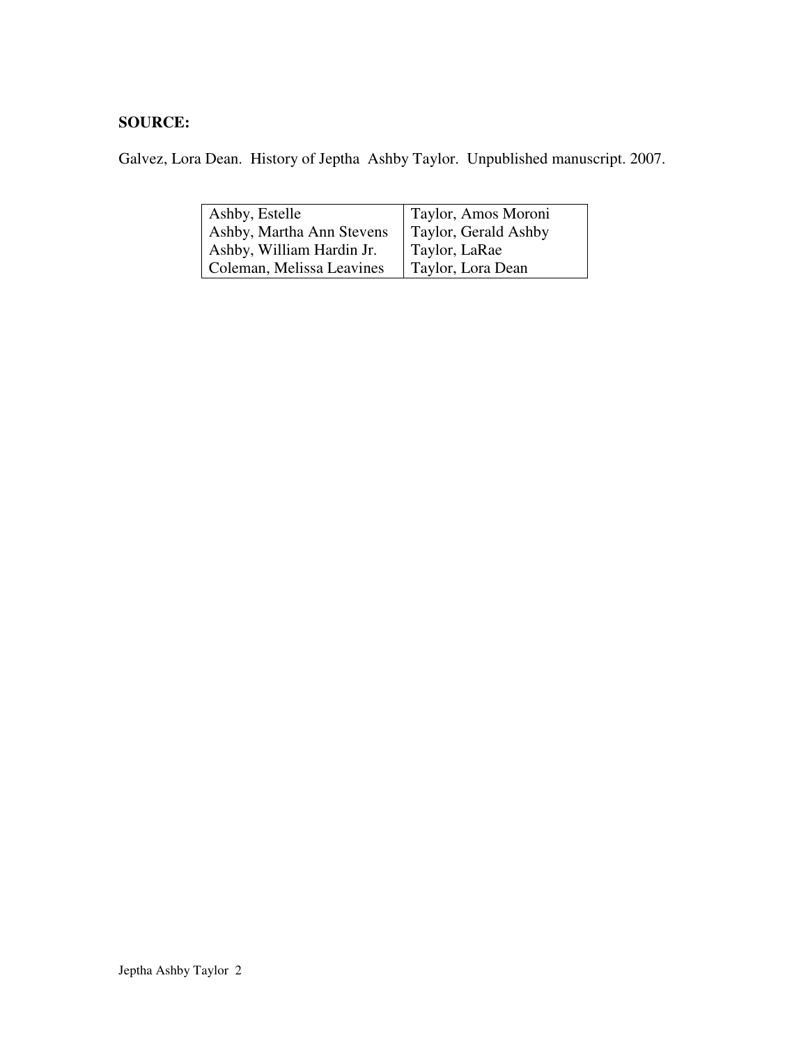**SOURCE:**

Galvez, Lora Dean. History of Jeptha Ashby Taylor. Unpublished manuscript. 2007.

| | |
|---|---|
| Ashby, Estelle | Taylor, Amos Moroni |
| Ashby, Martha Ann Stevens | Taylor, Gerald Ashby |
| Ashby, William Hardin Jr. | Taylor, LaRae |
| Coleman, Melissa Leavines | Taylor, Lora Dean |